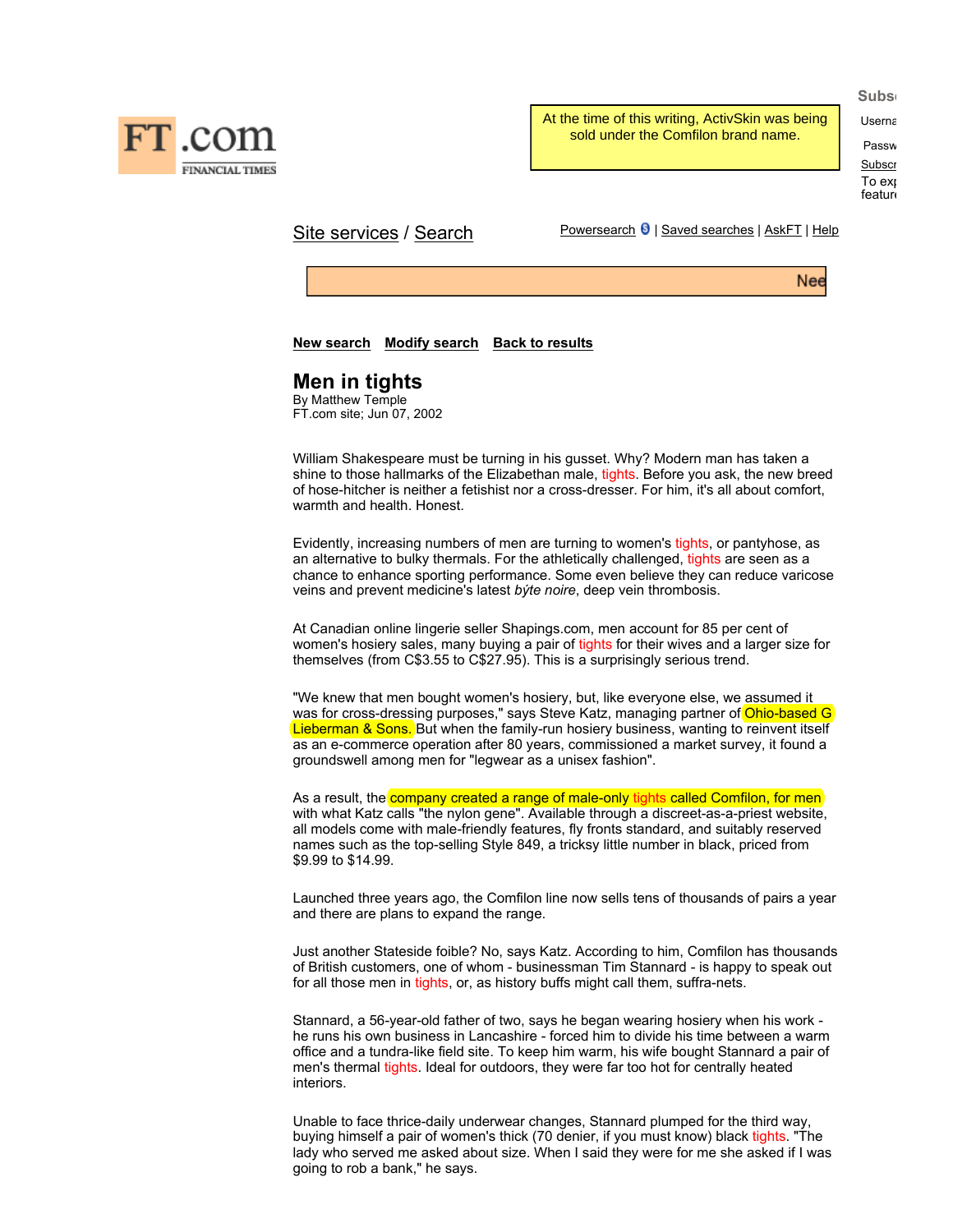At the time of this writing, ActivSkin was being sold under the Comfilon brand name.

Site services / Search

Powersearch | Saved searches | AskFT | Help

New search   Modify search   Back to results

# Men in tights

By Matthew Temple
FT.com site; Jun 07, 2002

William Shakespeare must be turning in his gusset. Why? Modern man has taken a shine to those hallmarks of the Elizabethan male, tights. Before you ask, the new breed of hose-hitcher is neither a fetishist nor a cross-dresser. For him, it's all about comfort, warmth and health. Honest.

Evidently, increasing numbers of men are turning to women's tights, or pantyhose, as an alternative to bulky thermals. For the athletically challenged, tights are seen as a chance to enhance sporting performance. Some even believe they can reduce varicose veins and prevent medicine's latest *býte noire*, deep vein thrombosis.

At Canadian online lingerie seller Shapings.com, men account for 85 per cent of women's hosiery sales, many buying a pair of tights for their wives and a larger size for themselves (from C$3.55 to C$27.95). This is a surprisingly serious trend.

"We knew that men bought women's hosiery, but, like everyone else, we assumed it was for cross-dressing purposes," says Steve Katz, managing partner of Ohio-based G Lieberman & Sons. But when the family-run hosiery business, wanting to reinvent itself as an e-commerce operation after 80 years, commissioned a market survey, it found a groundswell among men for "legwear as a unisex fashion".

As a result, the company created a range of male-only tights called Comfilon, for men with what Katz calls "the nylon gene". Available through a discreet-as-a-priest website, all models come with male-friendly features, fly fronts standard, and suitably reserved names such as the top-selling Style 849, a tricksy little number in black, priced from $9.99 to $14.99.

Launched three years ago, the Comfilon line now sells tens of thousands of pairs a year and there are plans to expand the range.

Just another Stateside foible? No, says Katz. According to him, Comfilon has thousands of British customers, one of whom - businessman Tim Stannard - is happy to speak out for all those men in tights, or, as history buffs might call them, suffra-nets.

Stannard, a 56-year-old father of two, says he began wearing hosiery when his work - he runs his own business in Lancashire - forced him to divide his time between a warm office and a tundra-like field site. To keep him warm, his wife bought Stannard a pair of men's thermal tights. Ideal for outdoors, they were far too hot for centrally heated interiors.

Unable to face thrice-daily underwear changes, Stannard plumped for the third way, buying himself a pair of women's thick (70 denier, if you must know) black tights. "The lady who served me asked about size. When I said they were for me she asked if I was going to rob a bank," he says.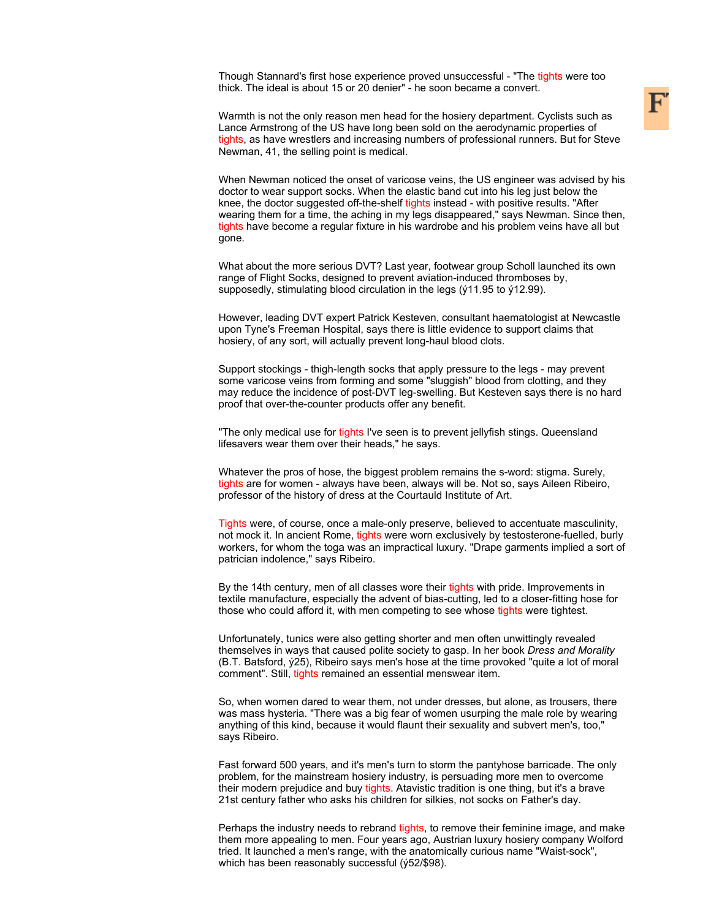Though Stannard's first hose experience proved unsuccessful - "The tights were too thick. The ideal is about 15 or 20 denier" - he soon became a convert.

Warmth is not the only reason men head for the hosiery department. Cyclists such as Lance Armstrong of the US have long been sold on the aerodynamic properties of tights, as have wrestlers and increasing numbers of professional runners. But for Steve Newman, 41, the selling point is medical.

When Newman noticed the onset of varicose veins, the US engineer was advised by his doctor to wear support socks. When the elastic band cut into his leg just below the knee, the doctor suggested off-the-shelf tights instead - with positive results. "After wearing them for a time, the aching in my legs disappeared," says Newman. Since then, tights have become a regular fixture in his wardrobe and his problem veins have all but gone.

What about the more serious DVT? Last year, footwear group Scholl launched its own range of Flight Socks, designed to prevent aviation-induced thromboses by, supposedly, stimulating blood circulation in the legs (ý11.95 to ý12.99).

However, leading DVT expert Patrick Kesteven, consultant haematologist at Newcastle upon Tyne's Freeman Hospital, says there is little evidence to support claims that hosiery, of any sort, will actually prevent long-haul blood clots.

Support stockings - thigh-length socks that apply pressure to the legs - may prevent some varicose veins from forming and some "sluggish" blood from clotting, and they may reduce the incidence of post-DVT leg-swelling. But Kesteven says there is no hard proof that over-the-counter products offer any benefit.

"The only medical use for tights I've seen is to prevent jellyfish stings. Queensland lifesavers wear them over their heads," he says.

Whatever the pros of hose, the biggest problem remains the s-word: stigma. Surely, tights are for women - always have been, always will be. Not so, says Aileen Ribeiro, professor of the history of dress at the Courtauld Institute of Art.

Tights were, of course, once a male-only preserve, believed to accentuate masculinity, not mock it. In ancient Rome, tights were worn exclusively by testosterone-fuelled, burly workers, for whom the toga was an impractical luxury. "Drape garments implied a sort of patrician indolence," says Ribeiro.

By the 14th century, men of all classes wore their tights with pride. Improvements in textile manufacture, especially the advent of bias-cutting, led to a closer-fitting hose for those who could afford it, with men competing to see whose tights were tightest.

Unfortunately, tunics were also getting shorter and men often unwittingly revealed themselves in ways that caused polite society to gasp. In her book *Dress and Morality* (B.T. Batsford, ý25), Ribeiro says men's hose at the time provoked "quite a lot of moral comment". Still, tights remained an essential menswear item.

So, when women dared to wear them, not under dresses, but alone, as trousers, there was mass hysteria. "There was a big fear of women usurping the male role by wearing anything of this kind, because it would flaunt their sexuality and subvert men's, too," says Ribeiro.

Fast forward 500 years, and it's men's turn to storm the pantyhose barricade. The only problem, for the mainstream hosiery industry, is persuading more men to overcome their modern prejudice and buy tights. Atavistic tradition is one thing, but it's a brave 21st century father who asks his children for silkies, not socks on Father's day.

Perhaps the industry needs to rebrand tights, to remove their feminine image, and make them more appealing to men. Four years ago, Austrian luxury hosiery company Wolford tried. It launched a men's range, with the anatomically curious name "Waist-sock", which has been reasonably successful (ý52/$98).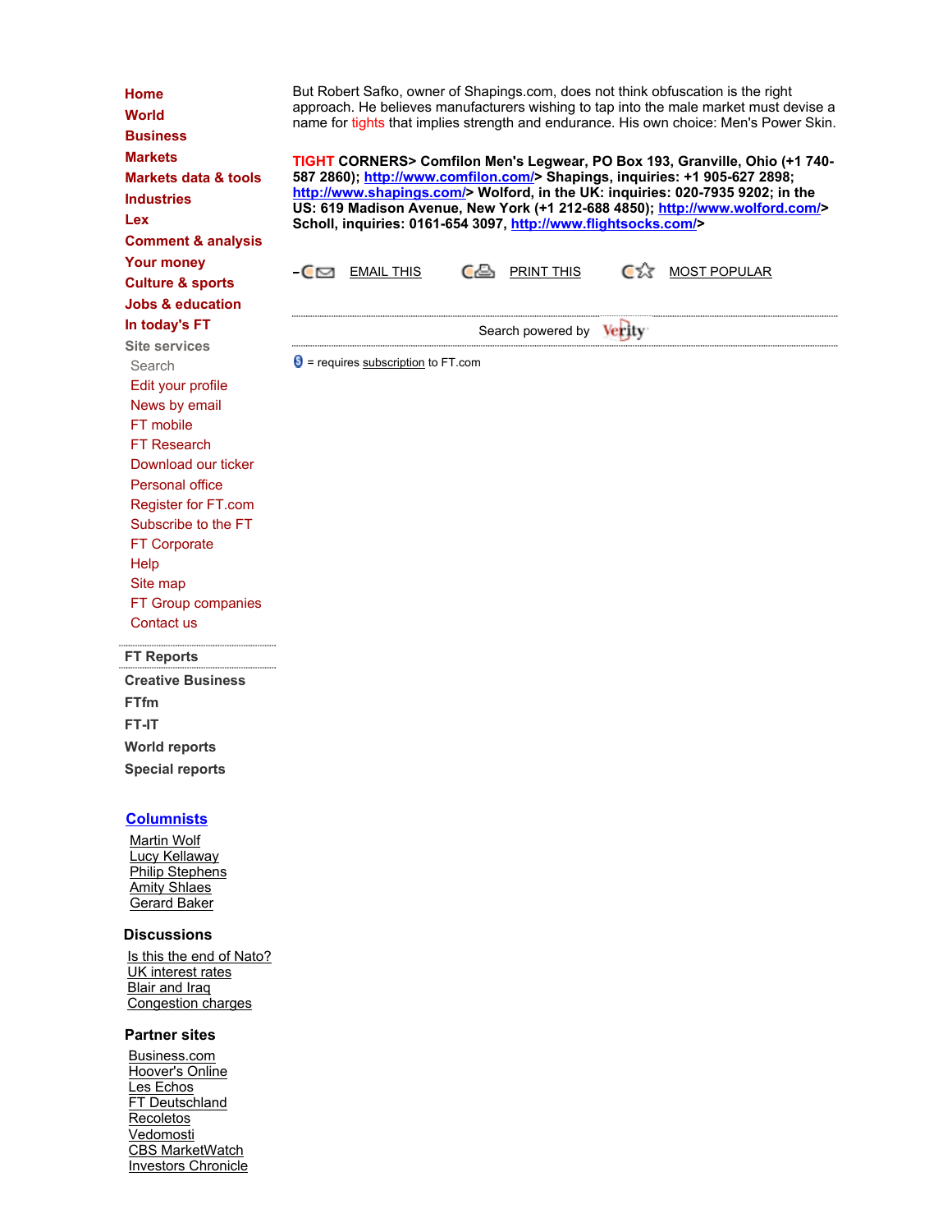But Robert Safko, owner of Shapings.com, does not think obfuscation is the right approach. He believes manufacturers wishing to tap into the male market must devise a name for tights that implies strength and endurance. His own choice: Men's Power Skin.

**TIGHT CORNERS> Comfilon Men's Legwear, PO Box 193, Granville, Ohio (+1 740-587 2860); http://www.comfilon.com/> Shapings, inquiries: +1 905-627 2898; http://www.shapings.com/> Wolford, in the UK: inquiries: 020-7935 9202; in the US: 619 Madison Avenue, New York (+1 212-688 4850); http://www.wolford.com/> Scholl, inquiries: 0161-654 3097, http://www.flightsocks.com/>**

EMAIL THIS PRINT THIS MOST POPULAR

Search powered by Verity

= requires subscription to FT.com

Home
World
Business
Markets
Markets data & tools
Industries
Lex
Comment & analysis
Your money
Culture & sports
Jobs & education
In today's FT
Site services
- Search
- Edit your profile
- News by email
- FT mobile
- FT Research
- Download our ticker
- Personal office
- Register for FT.com
- Subscribe to the FT
- FT Corporate
- Help
- Site map
- FT Group companies
- Contact us

FT Reports
Creative Business
FTfm
FT-IT
World reports
Special reports

**Columnists**
- Martin Wolf
- Lucy Kellaway
- Philip Stephens
- Amity Shlaes
- Gerard Baker

**Discussions**
- Is this the end of Nato?
- UK interest rates
- Blair and Iraq
- Congestion charges

**Partner sites**
- Business.com
- Hoover's Online
- Les Echos
- FT Deutschland
- Recoletos
- Vedomosti
- CBS MarketWatch
- Investors Chronicle